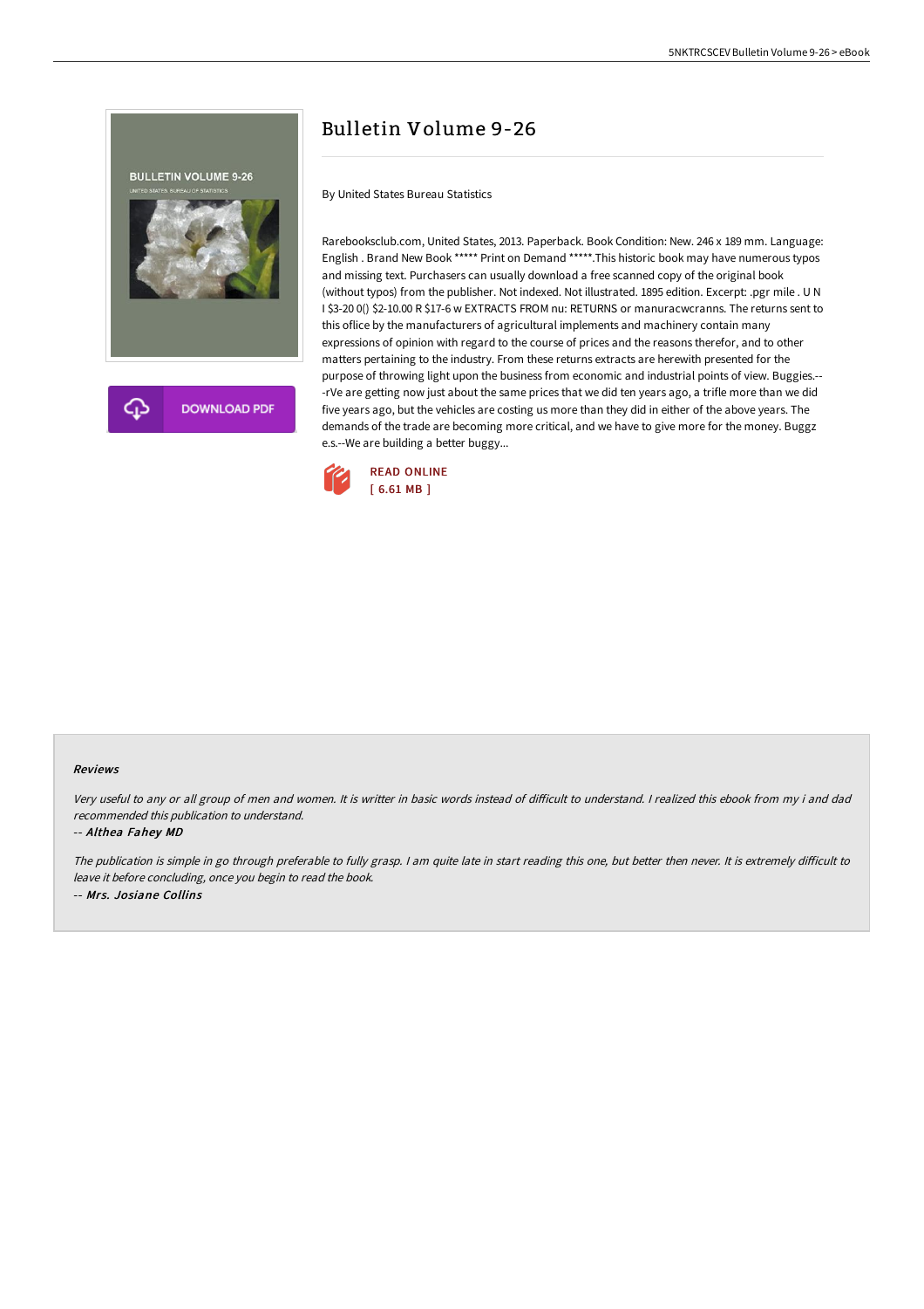# Bulletin Volume 9-26

By United States Bureau Statistics

Rarebooksclub.com, United States, 2013. Paperback. Book Condition: New. 246 x 189 mm. Language: English . Brand New Book ***** Print on Demand *****.This historic book may have numerous typos and missing text. Purchasers can usually download a free scanned copy of the original book (without typos) from the publisher. Not indexed. Not illustrated. 1895 edition. Excerpt: .pgr mile . U N I $3-20 0() $2-10.00 R $17-6 w EXTRACTS FROM nu: RETURNS or manuracwcranns. The returns sent to this oflice by the manufacturers of agricultural implements and machinery contain many expressions of opinion with regard to the course of prices and the reasons therefor, and to other matters pertaining to the industry. From these returns extracts are herewith presented for the purpose of throwing light upon the business from economic and industrial points of view. Buggies.---rVe are getting now just about the same prices that we did ten years ago, a trifle more than we did five years ago, but the vehicles are costing us more than they did in either of the above years. The demands of the trade are becoming more critical, and we have to give more for the money. Buggz e.s.--We are building a better buggy...

READ ONLINE
[ 6.61 MB ]

### Reviews

*Very useful to any or all group of men and women. It is writter in basic words instead of difficult to understand. I realized this ebook from my i and dad recommended this publication to understand.*

-- *Althea Fahey MD*

*The publication is simple in go through preferable to fully grasp. I am quite late in start reading this one, but better then never. It is extremely difficult to leave it before concluding, once you begin to read the book.*

-- *Mrs. Josiane Collins*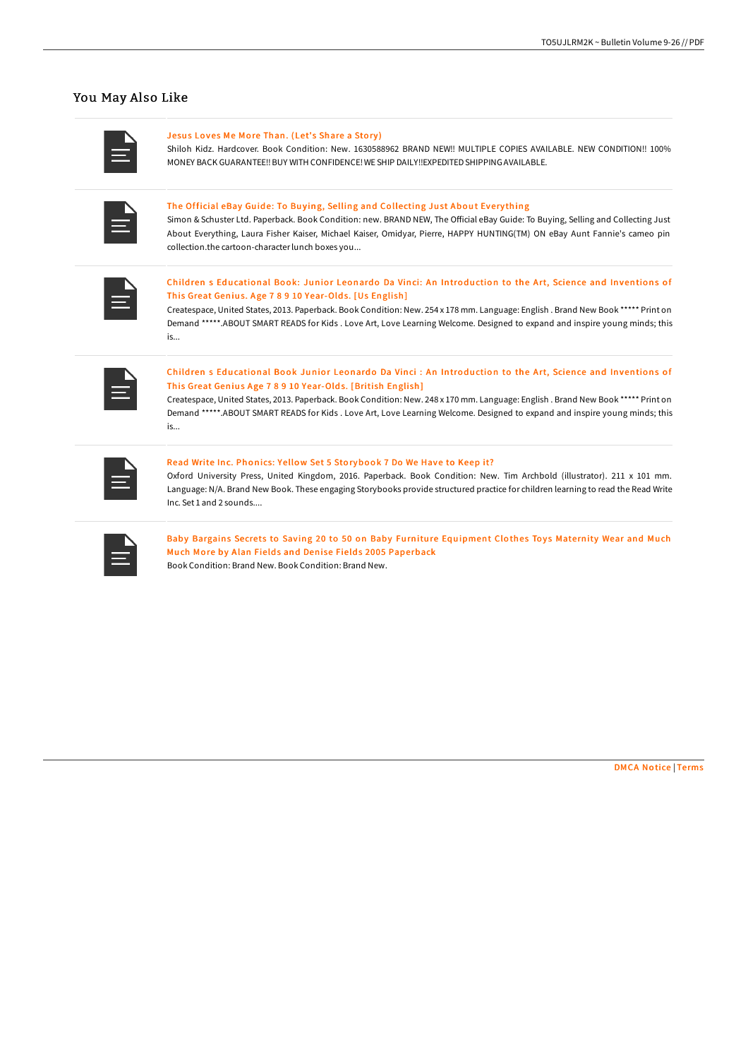## You May Also Like

**Jesus Loves Me More Than. (Let's Share a Story)**

Shiloh Kidz. Hardcover. Book Condition: New. 1630588962 BRAND NEW!! MULTIPLE COPIES AVAILABLE. NEW CONDITION!! 100% MONEY BACK GUARANTEE!! BUY WITH CONFIDENCE! WE SHIP DAILY!!EXPEDITED SHIPPING AVAILABLE.

**The Official eBay Guide: To Buying, Selling and Collecting Just About Everything**

Simon & Schuster Ltd. Paperback. Book Condition: new. BRAND NEW, The Official eBay Guide: To Buying, Selling and Collecting Just About Everything, Laura Fisher Kaiser, Michael Kaiser, Omidyar, Pierre, HAPPY HUNTING(TM) ON eBay Aunt Fannie's cameo pin collection.the cartoon-character lunch boxes you...

**Children s Educational Book: Junior Leonardo Da Vinci: An Introduction to the Art, Science and Inventions of This Great Genius. Age 7 8 9 10 Year-Olds. [Us English]**

Createspace, United States, 2013. Paperback. Book Condition: New. 254 x 178 mm. Language: English . Brand New Book ***** Print on Demand *****.ABOUT SMART READS for Kids . Love Art, Love Learning Welcome. Designed to expand and inspire young minds; this is...

**Children s Educational Book Junior Leonardo Da Vinci : An Introduction to the Art, Science and Inventions of This Great Genius Age 7 8 9 10 Year-Olds. [British English]**

Createspace, United States, 2013. Paperback. Book Condition: New. 248 x 170 mm. Language: English . Brand New Book ***** Print on Demand *****.ABOUT SMART READS for Kids . Love Art, Love Learning Welcome. Designed to expand and inspire young minds; this is...

**Read Write Inc. Phonics: Yellow Set 5 Storybook 7 Do We Have to Keep it?**

Oxford University Press, United Kingdom, 2016. Paperback. Book Condition: New. Tim Archbold (illustrator). 211 x 101 mm. Language: N/A. Brand New Book. These engaging Storybooks provide structured practice for children learning to read the Read Write Inc. Set 1 and 2 sounds....

**Baby Bargains Secrets to Saving 20 to 50 on Baby Furniture Equipment Clothes Toys Maternity Wear and Much Much More by Alan Fields and Denise Fields 2005 Paperback**

Book Condition: Brand New. Book Condition: Brand New.